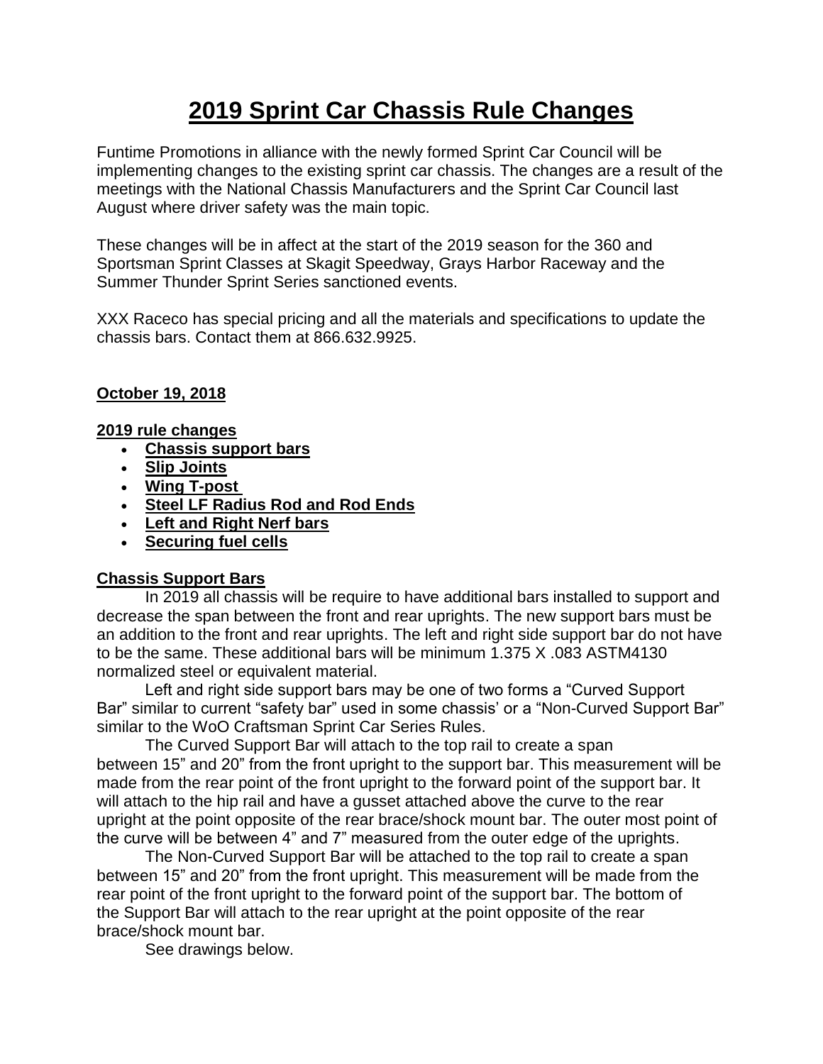# 2019 Sprint Car Chassis Rule Changes

Funtime Promotions in alliance with the newly formed Sprint Car Council will be implementing changes to the existing sprint car chassis. The changes are a result of the meetings with the National Chassis Manufacturers and the Sprint Car Council last August where driver safety was the main topic.

These changes will be in affect at the start of the 2019 season for the 360 and Sportsman Sprint Classes at Skagit Speedway, Grays Harbor Raceway and the Summer Thunder Sprint Series sanctioned events.

XXX Raceco has special pricing and all the materials and specifications to update the chassis bars. Contact them at 866.632.9925.

**October 19, 2018**

**2019 rule changes**

- **Chassis support bars**
- **Slip Joints**
- **Wing T-post**
- **Steel LF Radius Rod and Rod Ends**
- **Left and Right Nerf bars**
- **Securing fuel cells**

**Chassis Support Bars**

In 2019 all chassis will be require to have additional bars installed to support and decrease the span between the front and rear uprights. The new support bars must be an addition to the front and rear uprights. The left and right side support bar do not have to be the same. These additional bars will be minimum 1.375 X .083 ASTM4130 normalized steel or equivalent material.

Left and right side support bars may be one of two forms a "Curved Support Bar" similar to current "safety bar" used in some chassis' or a "Non-Curved Support Bar" similar to the WoO Craftsman Sprint Car Series Rules.

The Curved Support Bar will attach to the top rail to create a span between 15" and 20" from the front upright to the support bar. This measurement will be made from the rear point of the front upright to the forward point of the support bar. It will attach to the hip rail and have a gusset attached above the curve to the rear upright at the point opposite of the rear brace/shock mount bar. The outer most point of the curve will be between 4" and 7" measured from the outer edge of the uprights.

The Non-Curved Support Bar will be attached to the top rail to create a span between 15" and 20" from the front upright. This measurement will be made from the rear point of the front upright to the forward point of the support bar. The bottom of the Support Bar will attach to the rear upright at the point opposite of the rear brace/shock mount bar.

See drawings below.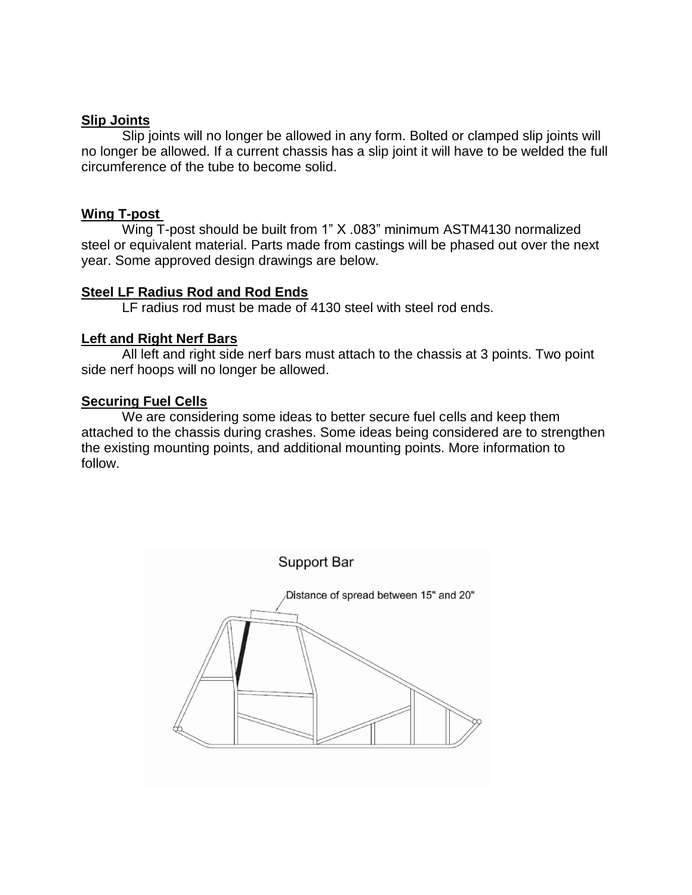**Slip Joints**

Slip joints will no longer be allowed in any form. Bolted or clamped slip joints will no longer be allowed. If a current chassis has a slip joint it will have to be welded the full circumference of the tube to become solid.

**Wing T-post**

Wing T-post should be built from 1" X .083" minimum ASTM4130 normalized steel or equivalent material. Parts made from castings will be phased out over the next year. Some approved design drawings are below.

**Steel LF Radius Rod and Rod Ends**

LF radius rod must be made of 4130 steel with steel rod ends.

**Left and Right Nerf Bars**

All left and right side nerf bars must attach to the chassis at 3 points. Two point side nerf hoops will no longer be allowed.

**Securing Fuel Cells**

We are considering some ideas to better secure fuel cells and keep them attached to the chassis during crashes. Some ideas being considered are to strengthen the existing mounting points, and additional mounting points. More information to follow.

Support Bar

Distance of spread between 15" and 20"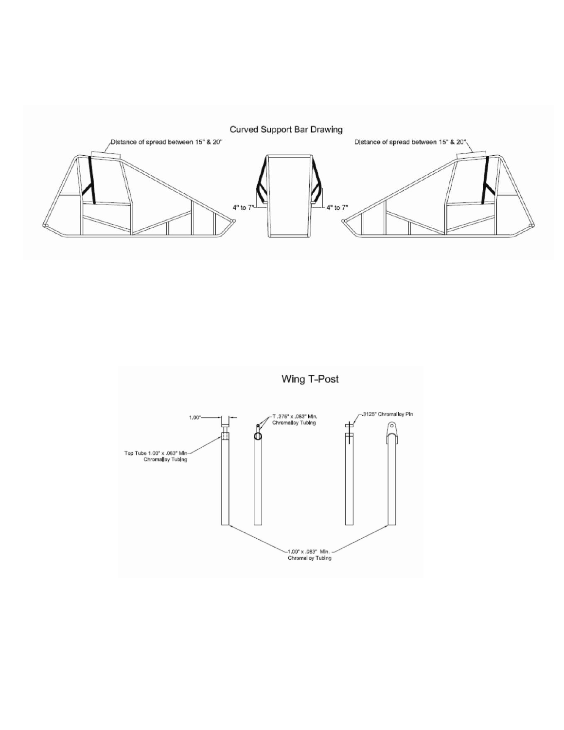Curved Support Bar Drawing

Distance of spread between 15" & 20"

4" to 7"

4" to 7"

Distance of spread between 15" & 20"

Wing T-Post

1.00"

Top Tube 1.00" x .083" Min. Chromalloy Tubing

T .375" x .083" Min. Chromalloy Tubing

.3125" Chromalloy Pin

1.00" x .083" Min. Chromalloy Tubing